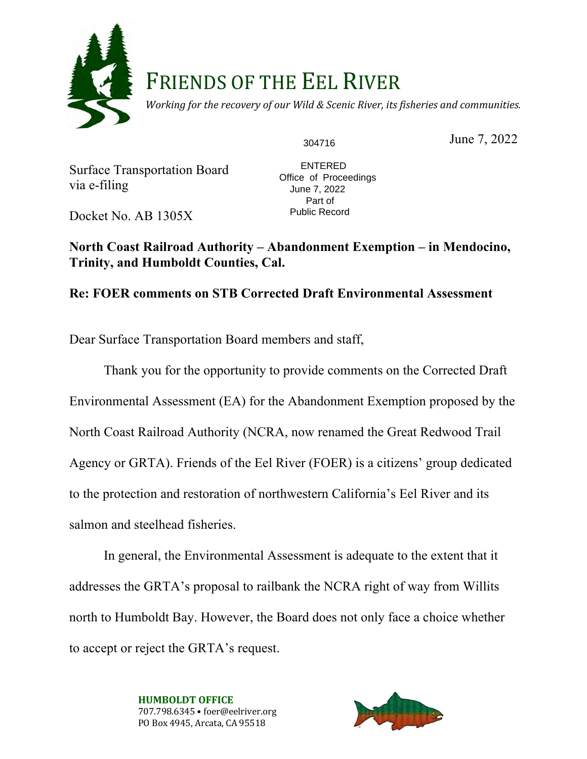# FRIENDS OF THE EEL RIVER

*Working for the recovery of our Wild & Scenic River, its fisheries and communities.*

304716

June 7, 2022

Surface Transportation Board
via e-filing

ENTERED
Office of Proceedings
June 7, 2022
Part of
Public Record

Docket No. AB 1305X

**North Coast Railroad Authority – Abandonment Exemption – in Mendocino, Trinity, and Humboldt Counties, Cal.**

**Re: FOER comments on STB Corrected Draft Environmental Assessment**

Dear Surface Transportation Board members and staff,

Thank you for the opportunity to provide comments on the Corrected Draft Environmental Assessment (EA) for the Abandonment Exemption proposed by the North Coast Railroad Authority (NCRA, now renamed the Great Redwood Trail Agency or GRTA). Friends of the Eel River (FOER) is a citizens' group dedicated to the protection and restoration of northwestern California's Eel River and its salmon and steelhead fisheries.

In general, the Environmental Assessment is adequate to the extent that it addresses the GRTA's proposal to railbank the NCRA right of way from Willits north to Humboldt Bay. However, the Board does not only face a choice whether to accept or reject the GRTA's request.

**HUMBOLDT OFFICE**
707.798.6345 • foer@eelriver.org
PO Box 4945, Arcata, CA 95518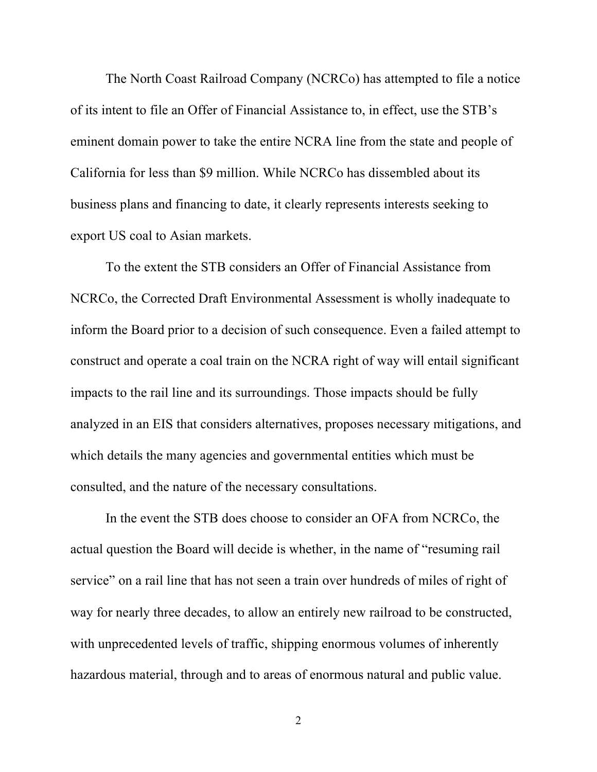The North Coast Railroad Company (NCRCo) has attempted to file a notice of its intent to file an Offer of Financial Assistance to, in effect, use the STB's eminent domain power to take the entire NCRA line from the state and people of California for less than $9 million. While NCRCo has dissembled about its business plans and financing to date, it clearly represents interests seeking to export US coal to Asian markets.

To the extent the STB considers an Offer of Financial Assistance from NCRCo, the Corrected Draft Environmental Assessment is wholly inadequate to inform the Board prior to a decision of such consequence. Even a failed attempt to construct and operate a coal train on the NCRA right of way will entail significant impacts to the rail line and its surroundings. Those impacts should be fully analyzed in an EIS that considers alternatives, proposes necessary mitigations, and which details the many agencies and governmental entities which must be consulted, and the nature of the necessary consultations.

In the event the STB does choose to consider an OFA from NCRCo, the actual question the Board will decide is whether, in the name of "resuming rail service" on a rail line that has not seen a train over hundreds of miles of right of way for nearly three decades, to allow an entirely new railroad to be constructed, with unprecedented levels of traffic, shipping enormous volumes of inherently hazardous material, through and to areas of enormous natural and public value.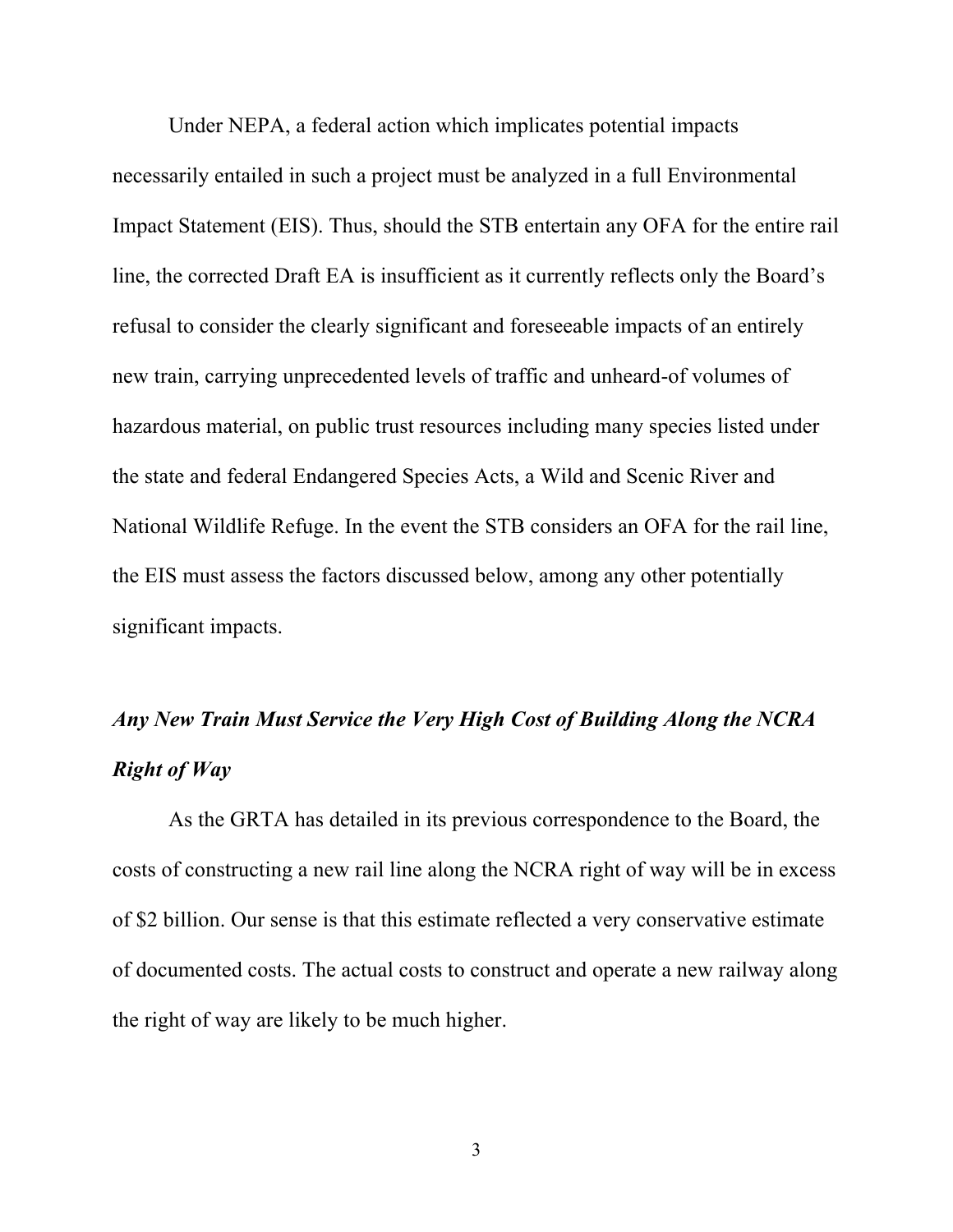Under NEPA, a federal action which implicates potential impacts necessarily entailed in such a project must be analyzed in a full Environmental Impact Statement (EIS). Thus, should the STB entertain any OFA for the entire rail line, the corrected Draft EA is insufficient as it currently reflects only the Board's refusal to consider the clearly significant and foreseeable impacts of an entirely new train, carrying unprecedented levels of traffic and unheard-of volumes of hazardous material, on public trust resources including many species listed under the state and federal Endangered Species Acts, a Wild and Scenic River and National Wildlife Refuge. In the event the STB considers an OFA for the rail line, the EIS must assess the factors discussed below, among any other potentially significant impacts.

***Any New Train Must Service the Very High Cost of Building Along the NCRA Right of Way***

As the GRTA has detailed in its previous correspondence to the Board, the costs of constructing a new rail line along the NCRA right of way will be in excess of $2 billion. Our sense is that this estimate reflected a very conservative estimate of documented costs. The actual costs to construct and operate a new railway along the right of way are likely to be much higher.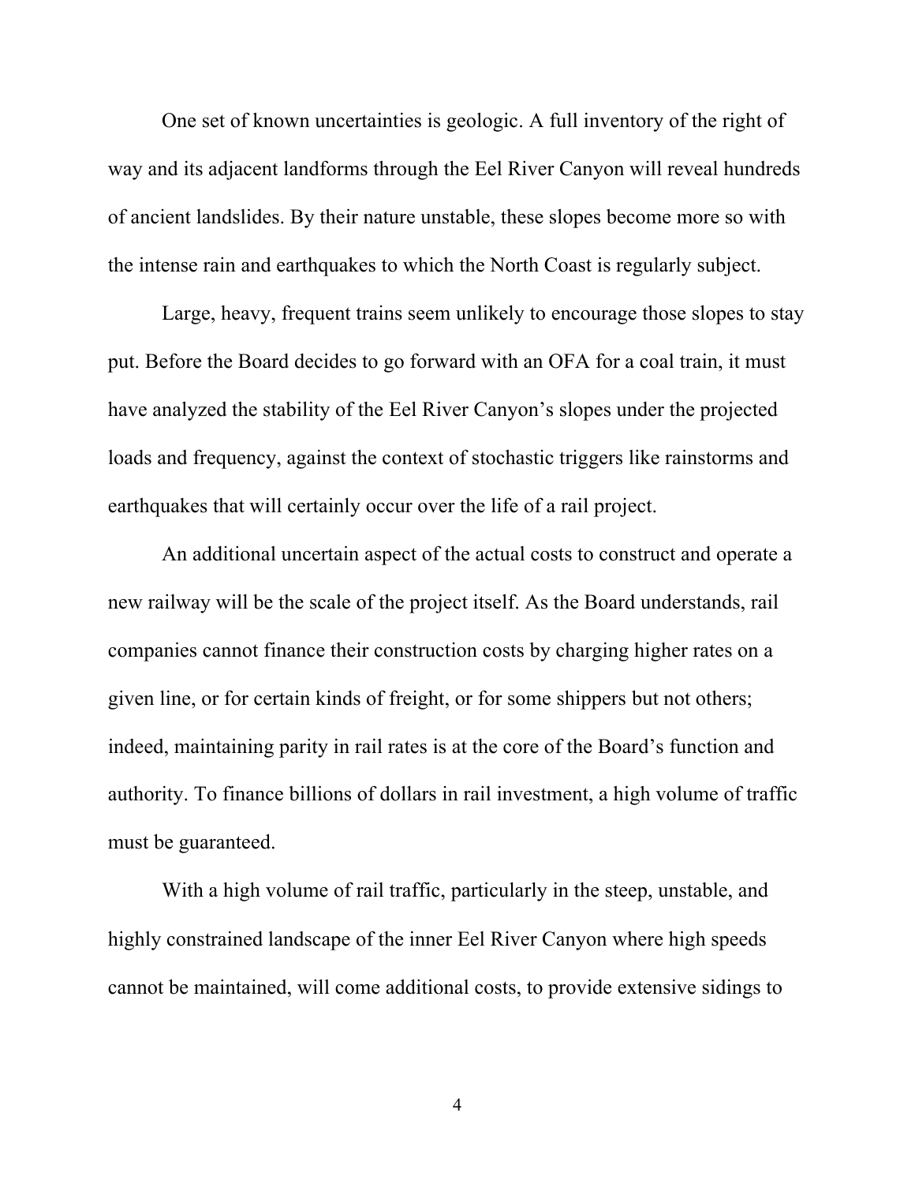One set of known uncertainties is geologic. A full inventory of the right of way and its adjacent landforms through the Eel River Canyon will reveal hundreds of ancient landslides. By their nature unstable, these slopes become more so with the intense rain and earthquakes to which the North Coast is regularly subject.

Large, heavy, frequent trains seem unlikely to encourage those slopes to stay put. Before the Board decides to go forward with an OFA for a coal train, it must have analyzed the stability of the Eel River Canyon's slopes under the projected loads and frequency, against the context of stochastic triggers like rainstorms and earthquakes that will certainly occur over the life of a rail project.

An additional uncertain aspect of the actual costs to construct and operate a new railway will be the scale of the project itself. As the Board understands, rail companies cannot finance their construction costs by charging higher rates on a given line, or for certain kinds of freight, or for some shippers but not others; indeed, maintaining parity in rail rates is at the core of the Board's function and authority. To finance billions of dollars in rail investment, a high volume of traffic must be guaranteed.

With a high volume of rail traffic, particularly in the steep, unstable, and highly constrained landscape of the inner Eel River Canyon where high speeds cannot be maintained, will come additional costs, to provide extensive sidings to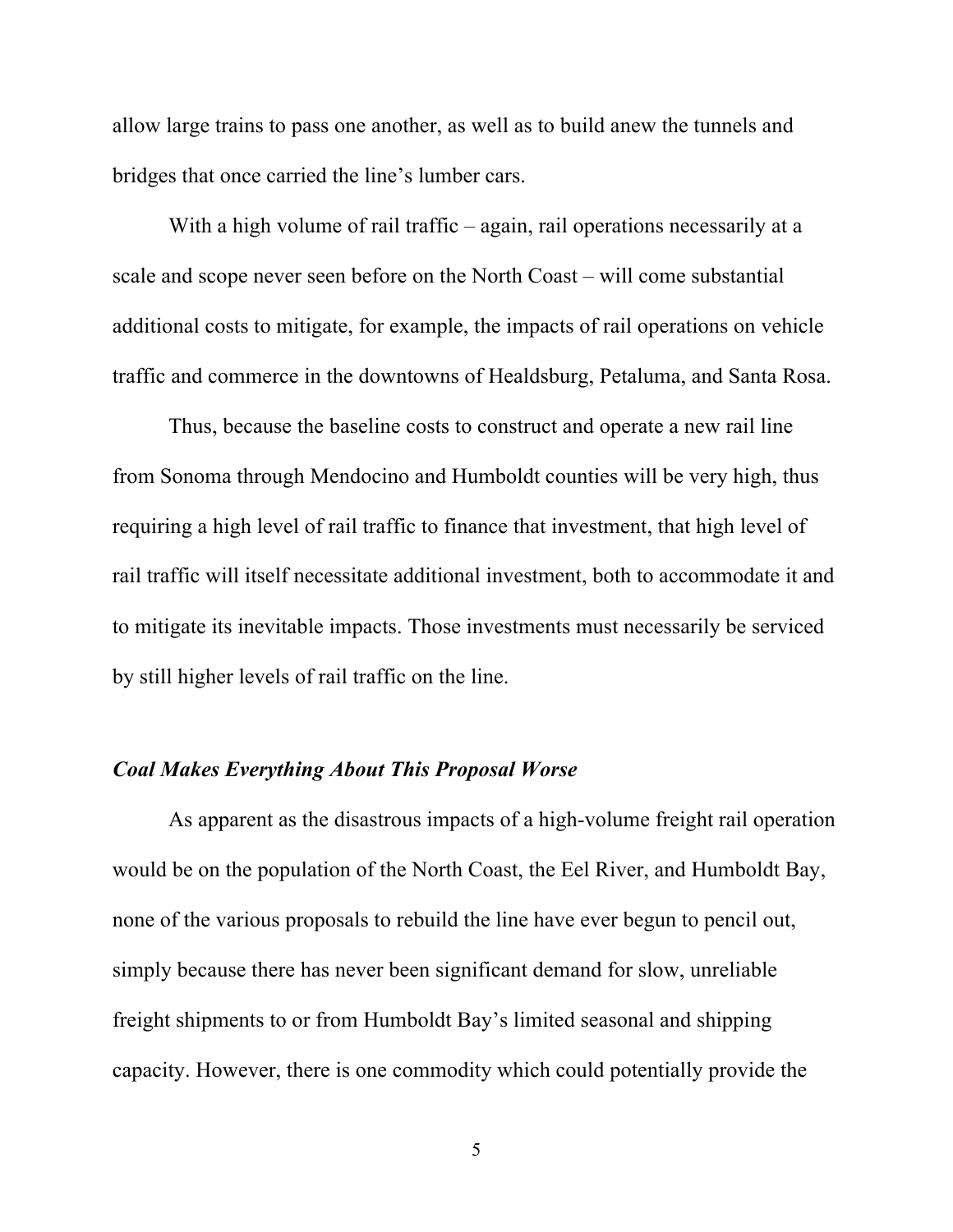allow large trains to pass one another, as well as to build anew the tunnels and bridges that once carried the line's lumber cars.

With a high volume of rail traffic – again, rail operations necessarily at a scale and scope never seen before on the North Coast – will come substantial additional costs to mitigate, for example, the impacts of rail operations on vehicle traffic and commerce in the downtowns of Healdsburg, Petaluma, and Santa Rosa.

Thus, because the baseline costs to construct and operate a new rail line from Sonoma through Mendocino and Humboldt counties will be very high, thus requiring a high level of rail traffic to finance that investment, that high level of rail traffic will itself necessitate additional investment, both to accommodate it and to mitigate its inevitable impacts. Those investments must necessarily be serviced by still higher levels of rail traffic on the line.

***Coal Makes Everything About This Proposal Worse***

As apparent as the disastrous impacts of a high-volume freight rail operation would be on the population of the North Coast, the Eel River, and Humboldt Bay, none of the various proposals to rebuild the line have ever begun to pencil out, simply because there has never been significant demand for slow, unreliable freight shipments to or from Humboldt Bay's limited seasonal and shipping capacity. However, there is one commodity which could potentially provide the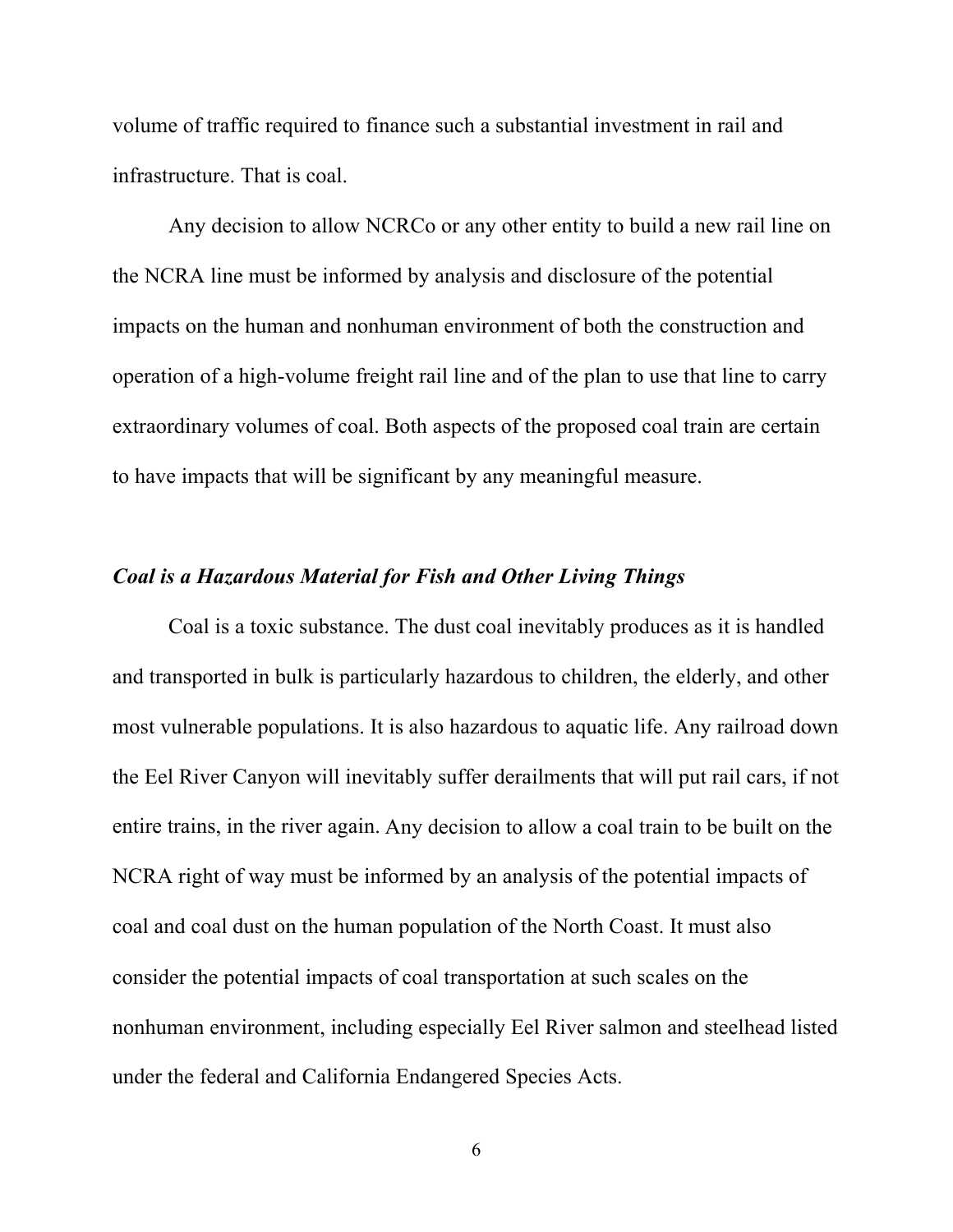volume of traffic required to finance such a substantial investment in rail and infrastructure. That is coal.

Any decision to allow NCRCo or any other entity to build a new rail line on the NCRA line must be informed by analysis and disclosure of the potential impacts on the human and nonhuman environment of both the construction and operation of a high-volume freight rail line and of the plan to use that line to carry extraordinary volumes of coal. Both aspects of the proposed coal train are certain to have impacts that will be significant by any meaningful measure.

### ***Coal is a Hazardous Material for Fish and Other Living Things***

Coal is a toxic substance. The dust coal inevitably produces as it is handled and transported in bulk is particularly hazardous to children, the elderly, and other most vulnerable populations. It is also hazardous to aquatic life. Any railroad down the Eel River Canyon will inevitably suffer derailments that will put rail cars, if not entire trains, in the river again. Any decision to allow a coal train to be built on the NCRA right of way must be informed by an analysis of the potential impacts of coal and coal dust on the human population of the North Coast. It must also consider the potential impacts of coal transportation at such scales on the nonhuman environment, including especially Eel River salmon and steelhead listed under the federal and California Endangered Species Acts.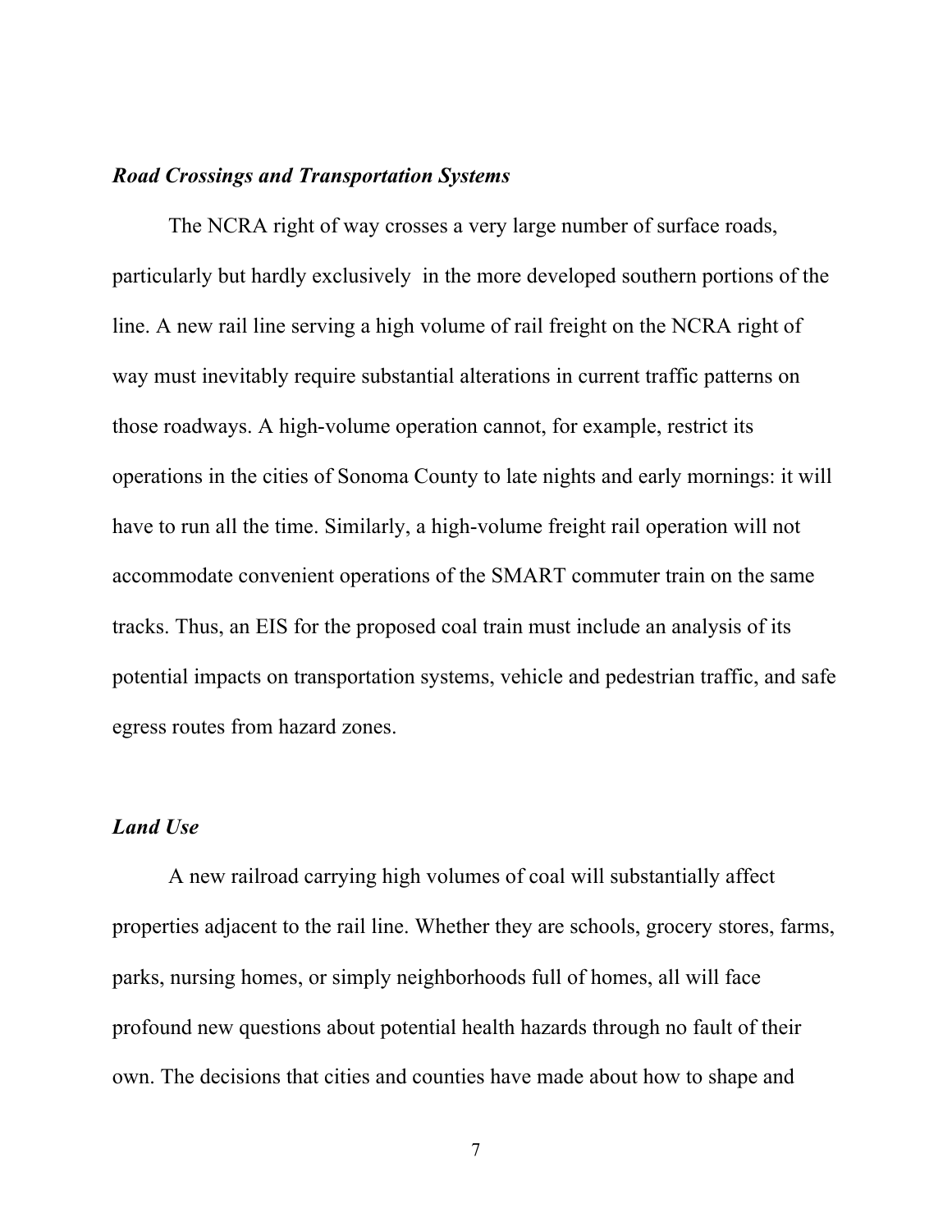***Road Crossings and Transportation Systems***

The NCRA right of way crosses a very large number of surface roads, particularly but hardly exclusively in the more developed southern portions of the line. A new rail line serving a high volume of rail freight on the NCRA right of way must inevitably require substantial alterations in current traffic patterns on those roadways. A high-volume operation cannot, for example, restrict its operations in the cities of Sonoma County to late nights and early mornings: it will have to run all the time. Similarly, a high-volume freight rail operation will not accommodate convenient operations of the SMART commuter train on the same tracks. Thus, an EIS for the proposed coal train must include an analysis of its potential impacts on transportation systems, vehicle and pedestrian traffic, and safe egress routes from hazard zones.

***Land Use***

A new railroad carrying high volumes of coal will substantially affect properties adjacent to the rail line. Whether they are schools, grocery stores, farms, parks, nursing homes, or simply neighborhoods full of homes, all will face profound new questions about potential health hazards through no fault of their own. The decisions that cities and counties have made about how to shape and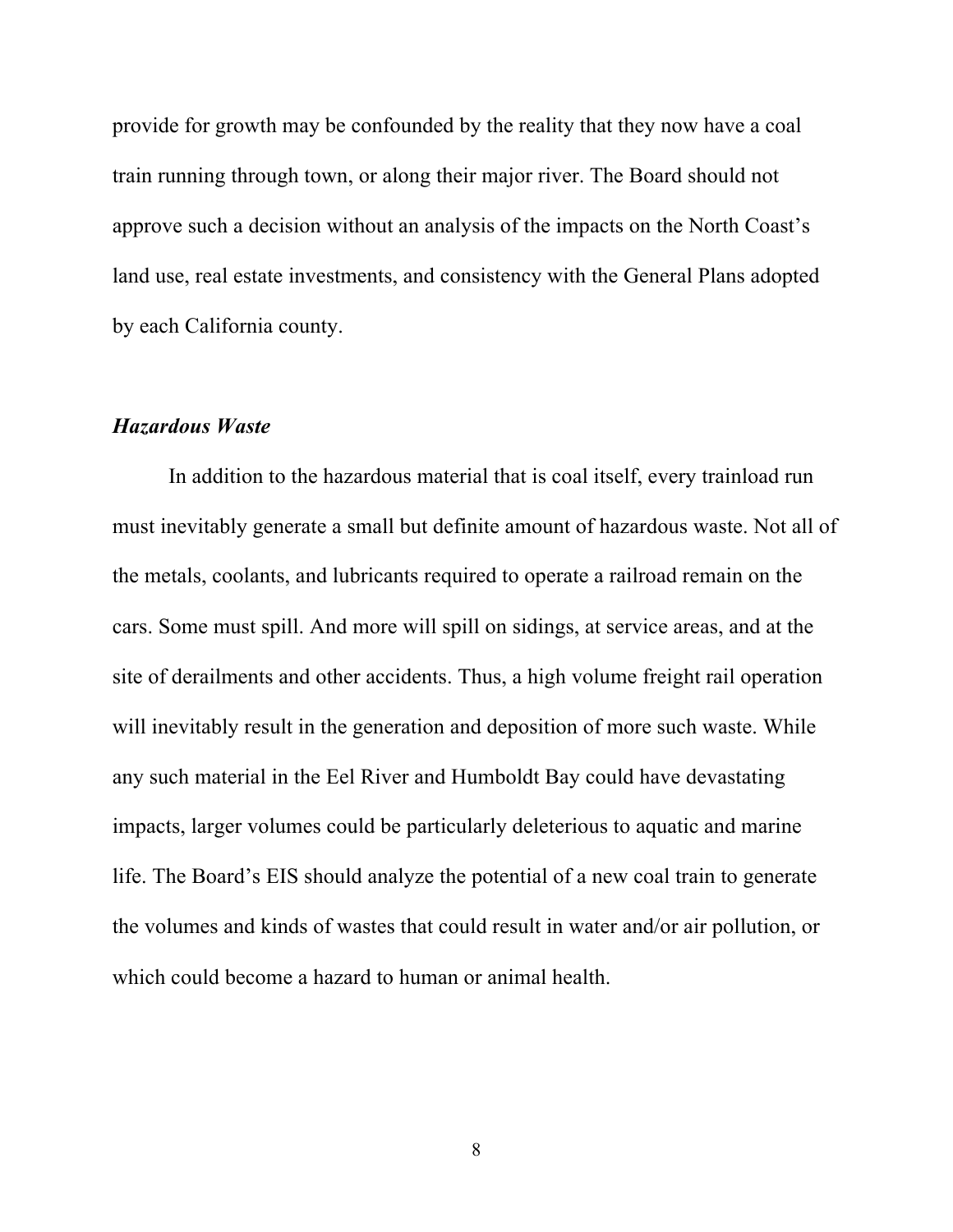provide for growth may be confounded by the reality that they now have a coal train running through town, or along their major river. The Board should not approve such a decision without an analysis of the impacts on the North Coast's land use, real estate investments, and consistency with the General Plans adopted by each California county.

### *Hazardous Waste*

In addition to the hazardous material that is coal itself, every trainload run must inevitably generate a small but definite amount of hazardous waste. Not all of the metals, coolants, and lubricants required to operate a railroad remain on the cars. Some must spill. And more will spill on sidings, at service areas, and at the site of derailments and other accidents. Thus, a high volume freight rail operation will inevitably result in the generation and deposition of more such waste. While any such material in the Eel River and Humboldt Bay could have devastating impacts, larger volumes could be particularly deleterious to aquatic and marine life. The Board's EIS should analyze the potential of a new coal train to generate the volumes and kinds of wastes that could result in water and/or air pollution, or which could become a hazard to human or animal health.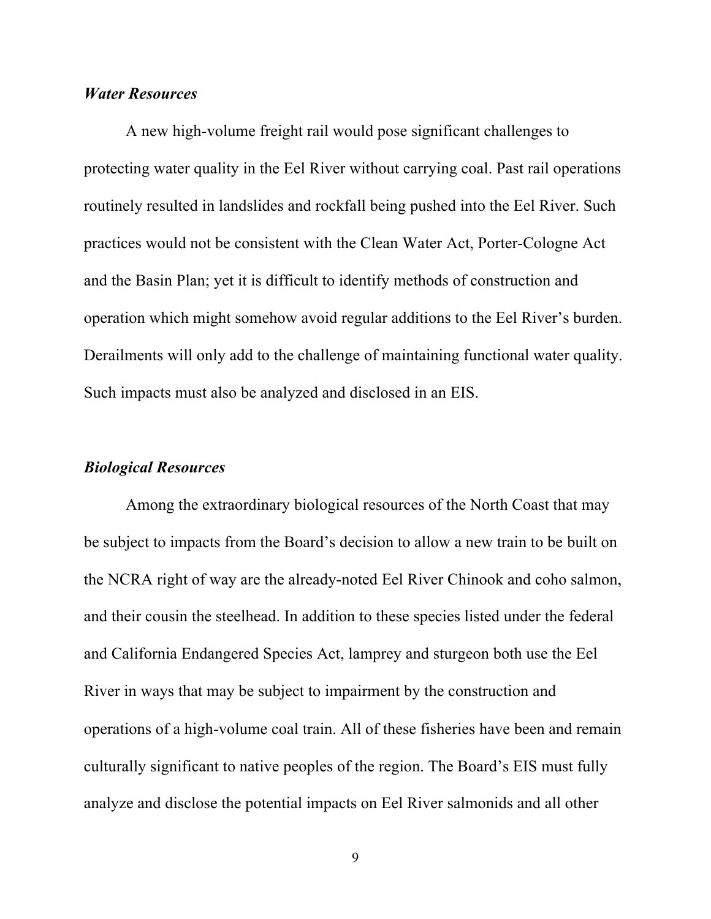### *Water Resources*

A new high-volume freight rail would pose significant challenges to protecting water quality in the Eel River without carrying coal. Past rail operations routinely resulted in landslides and rockfall being pushed into the Eel River. Such practices would not be consistent with the Clean Water Act, Porter-Cologne Act and the Basin Plan; yet it is difficult to identify methods of construction and operation which might somehow avoid regular additions to the Eel River's burden. Derailments will only add to the challenge of maintaining functional water quality. Such impacts must also be analyzed and disclosed in an EIS.

### *Biological Resources*

Among the extraordinary biological resources of the North Coast that may be subject to impacts from the Board's decision to allow a new train to be built on the NCRA right of way are the already-noted Eel River Chinook and coho salmon, and their cousin the steelhead. In addition to these species listed under the federal and California Endangered Species Act, lamprey and sturgeon both use the Eel River in ways that may be subject to impairment by the construction and operations of a high-volume coal train. All of these fisheries have been and remain culturally significant to native peoples of the region. The Board's EIS must fully analyze and disclose the potential impacts on Eel River salmonids and all other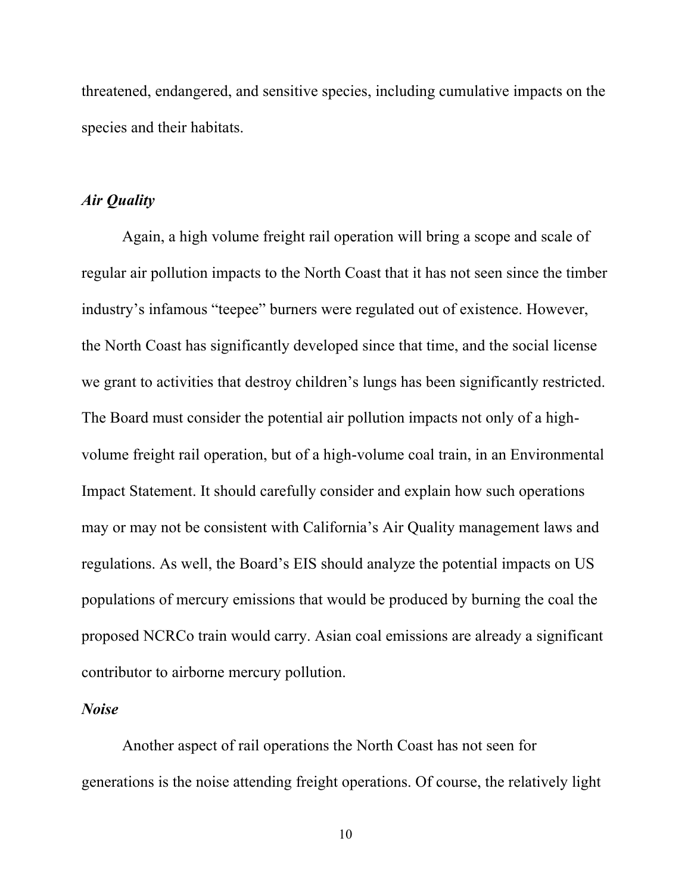threatened, endangered, and sensitive species, including cumulative impacts on the species and their habitats.

***Air Quality***

Again, a high volume freight rail operation will bring a scope and scale of regular air pollution impacts to the North Coast that it has not seen since the timber industry's infamous "teepee" burners were regulated out of existence. However, the North Coast has significantly developed since that time, and the social license we grant to activities that destroy children's lungs has been significantly restricted. The Board must consider the potential air pollution impacts not only of a high-volume freight rail operation, but of a high-volume coal train, in an Environmental Impact Statement. It should carefully consider and explain how such operations may or may not be consistent with California's Air Quality management laws and regulations. As well, the Board's EIS should analyze the potential impacts on US populations of mercury emissions that would be produced by burning the coal the proposed NCRCo train would carry. Asian coal emissions are already a significant contributor to airborne mercury pollution.

***Noise***

Another aspect of rail operations the North Coast has not seen for generations is the noise attending freight operations. Of course, the relatively light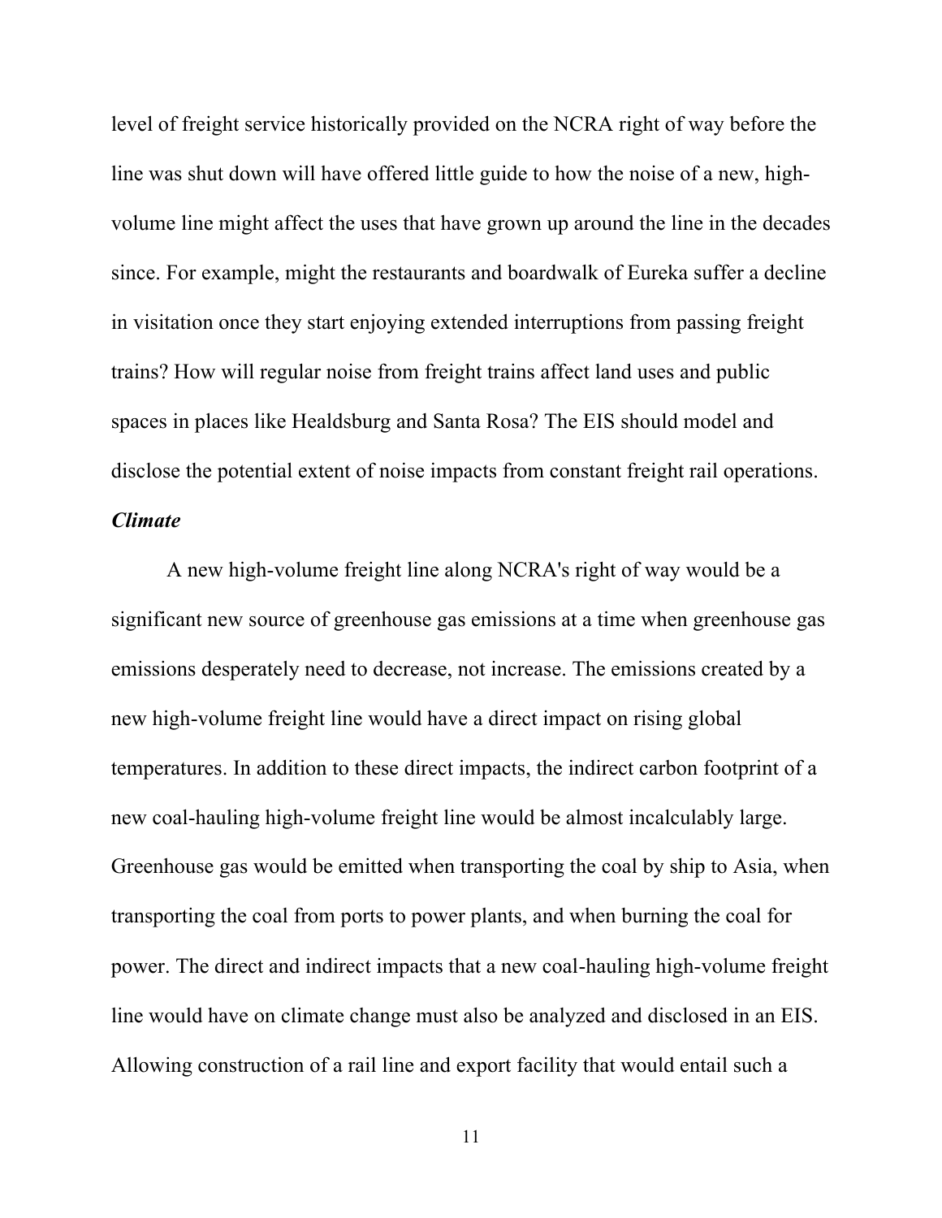level of freight service historically provided on the NCRA right of way before the line was shut down will have offered little guide to how the noise of a new, high-volume line might affect the uses that have grown up around the line in the decades since. For example, might the restaurants and boardwalk of Eureka suffer a decline in visitation once they start enjoying extended interruptions from passing freight trains? How will regular noise from freight trains affect land uses and public spaces in places like Healdsburg and Santa Rosa? The EIS should model and disclose the potential extent of noise impacts from constant freight rail operations.

***Climate***

A new high-volume freight line along NCRA's right of way would be a significant new source of greenhouse gas emissions at a time when greenhouse gas emissions desperately need to decrease, not increase. The emissions created by a new high-volume freight line would have a direct impact on rising global temperatures. In addition to these direct impacts, the indirect carbon footprint of a new coal-hauling high-volume freight line would be almost incalculably large. Greenhouse gas would be emitted when transporting the coal by ship to Asia, when transporting the coal from ports to power plants, and when burning the coal for power. The direct and indirect impacts that a new coal-hauling high-volume freight line would have on climate change must also be analyzed and disclosed in an EIS. Allowing construction of a rail line and export facility that would entail such a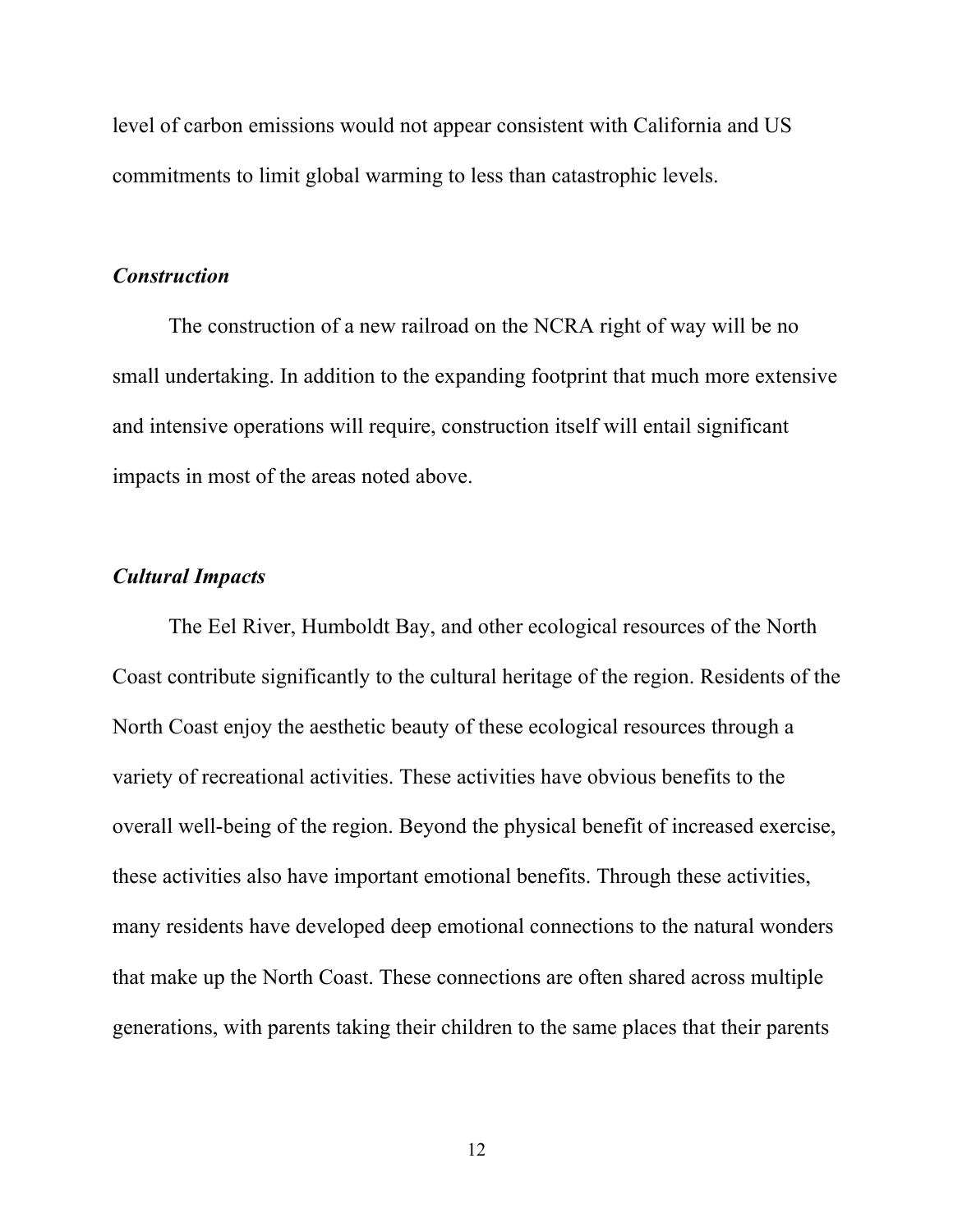level of carbon emissions would not appear consistent with California and US commitments to limit global warming to less than catastrophic levels.

***Construction***

The construction of a new railroad on the NCRA right of way will be no small undertaking. In addition to the expanding footprint that much more extensive and intensive operations will require, construction itself will entail significant impacts in most of the areas noted above.

***Cultural Impacts***

The Eel River, Humboldt Bay, and other ecological resources of the North Coast contribute significantly to the cultural heritage of the region. Residents of the North Coast enjoy the aesthetic beauty of these ecological resources through a variety of recreational activities. These activities have obvious benefits to the overall well-being of the region. Beyond the physical benefit of increased exercise, these activities also have important emotional benefits. Through these activities, many residents have developed deep emotional connections to the natural wonders that make up the North Coast. These connections are often shared across multiple generations, with parents taking their children to the same places that their parents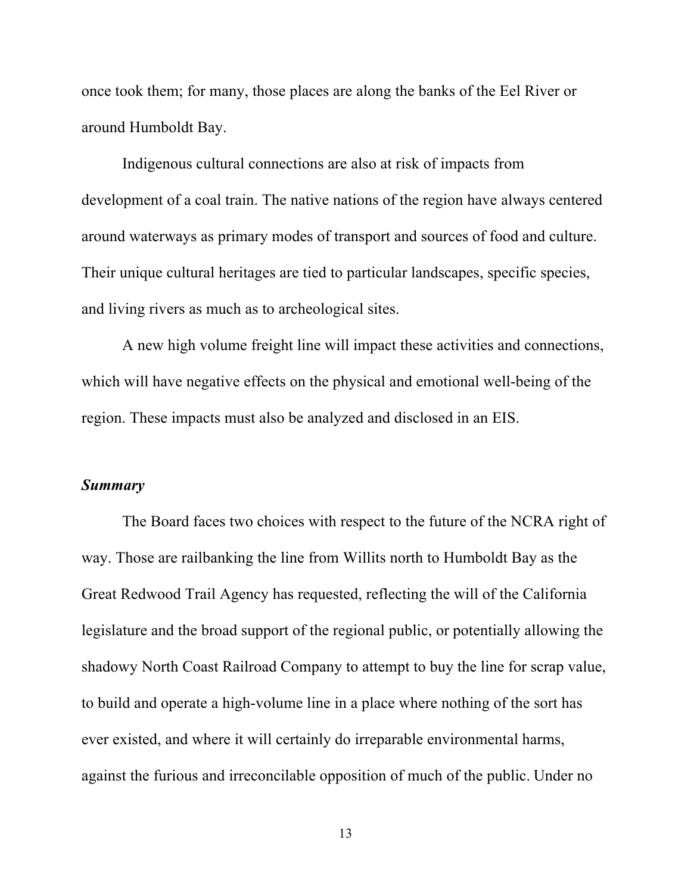once took them; for many, those places are along the banks of the Eel River or around Humboldt Bay.

Indigenous cultural connections are also at risk of impacts from development of a coal train. The native nations of the region have always centered around waterways as primary modes of transport and sources of food and culture. Their unique cultural heritages are tied to particular landscapes, specific species, and living rivers as much as to archeological sites.

A new high volume freight line will impact these activities and connections, which will have negative effects on the physical and emotional well-being of the region. These impacts must also be analyzed and disclosed in an EIS.

***Summary***

The Board faces two choices with respect to the future of the NCRA right of way. Those are railbanking the line from Willits north to Humboldt Bay as the Great Redwood Trail Agency has requested, reflecting the will of the California legislature and the broad support of the regional public, or potentially allowing the shadowy North Coast Railroad Company to attempt to buy the line for scrap value, to build and operate a high-volume line in a place where nothing of the sort has ever existed, and where it will certainly do irreparable environmental harms, against the furious and irreconcilable opposition of much of the public. Under no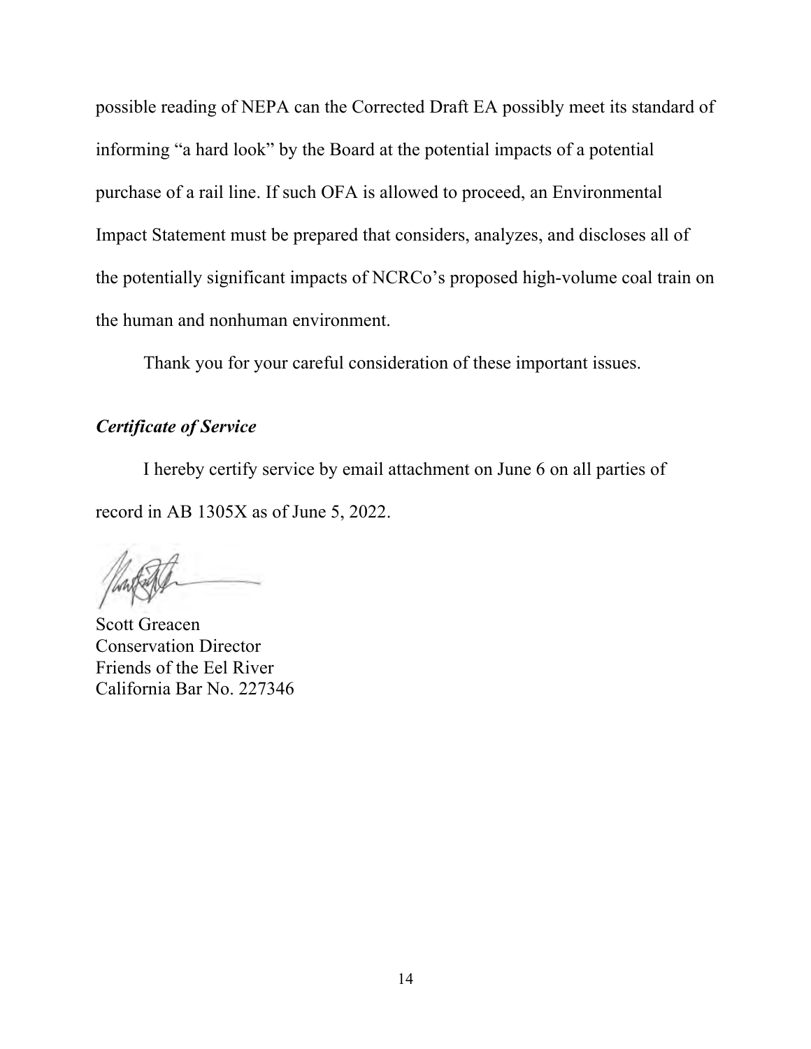possible reading of NEPA can the Corrected Draft EA possibly meet its standard of informing "a hard look" by the Board at the potential impacts of a potential purchase of a rail line. If such OFA is allowed to proceed, an Environmental Impact Statement must be prepared that considers, analyzes, and discloses all of the potentially significant impacts of NCRCo's proposed high-volume coal train on the human and nonhuman environment.

Thank you for your careful consideration of these important issues.

***Certificate of Service***

I hereby certify service by email attachment on June 6 on all parties of record in AB 1305X as of June 5, 2022.

Scott Greacen
Conservation Director
Friends of the Eel River
California Bar No. 227346